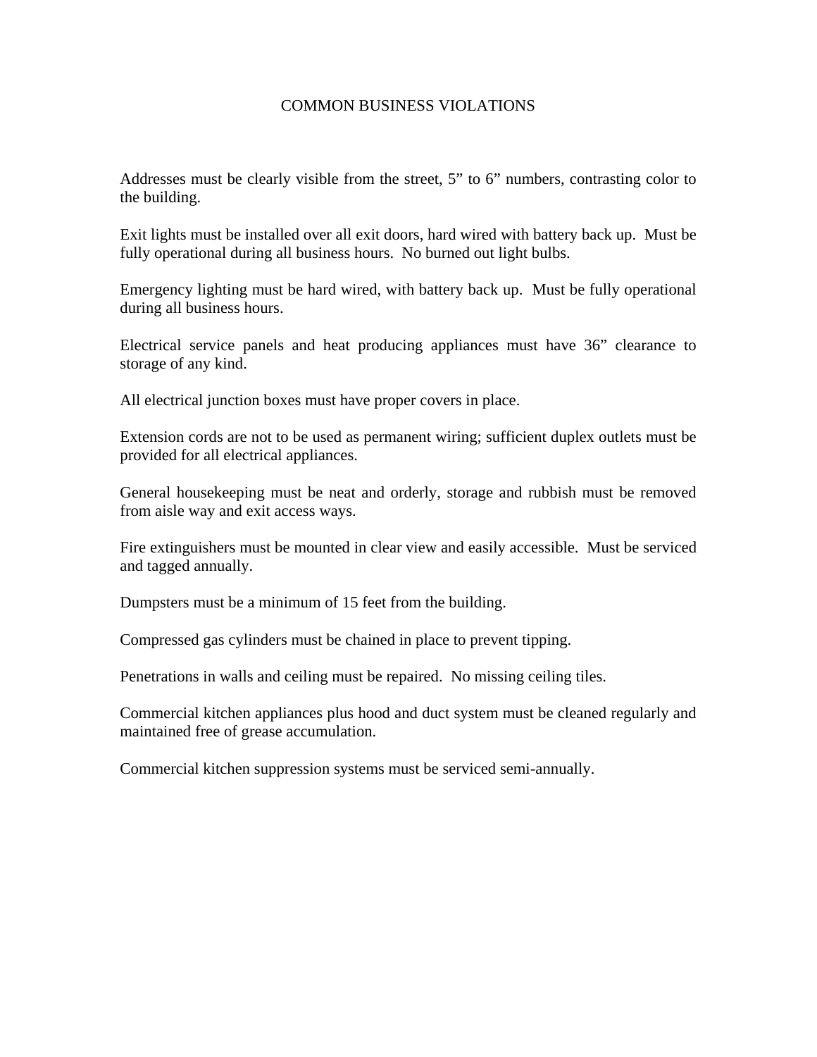# COMMON BUSINESS VIOLATIONS

Addresses must be clearly visible from the street, 5” to 6” numbers, contrasting color to the building.

Exit lights must be installed over all exit doors, hard wired with battery back up. Must be fully operational during all business hours. No burned out light bulbs.

Emergency lighting must be hard wired, with battery back up. Must be fully operational during all business hours.

Electrical service panels and heat producing appliances must have 36” clearance to storage of any kind.

All electrical junction boxes must have proper covers in place.

Extension cords are not to be used as permanent wiring; sufficient duplex outlets must be provided for all electrical appliances.

General housekeeping must be neat and orderly, storage and rubbish must be removed from aisle way and exit access ways.

Fire extinguishers must be mounted in clear view and easily accessible. Must be serviced and tagged annually.

Dumpsters must be a minimum of 15 feet from the building.

Compressed gas cylinders must be chained in place to prevent tipping.

Penetrations in walls and ceiling must be repaired. No missing ceiling tiles.

Commercial kitchen appliances plus hood and duct system must be cleaned regularly and maintained free of grease accumulation.

Commercial kitchen suppression systems must be serviced semi-annually.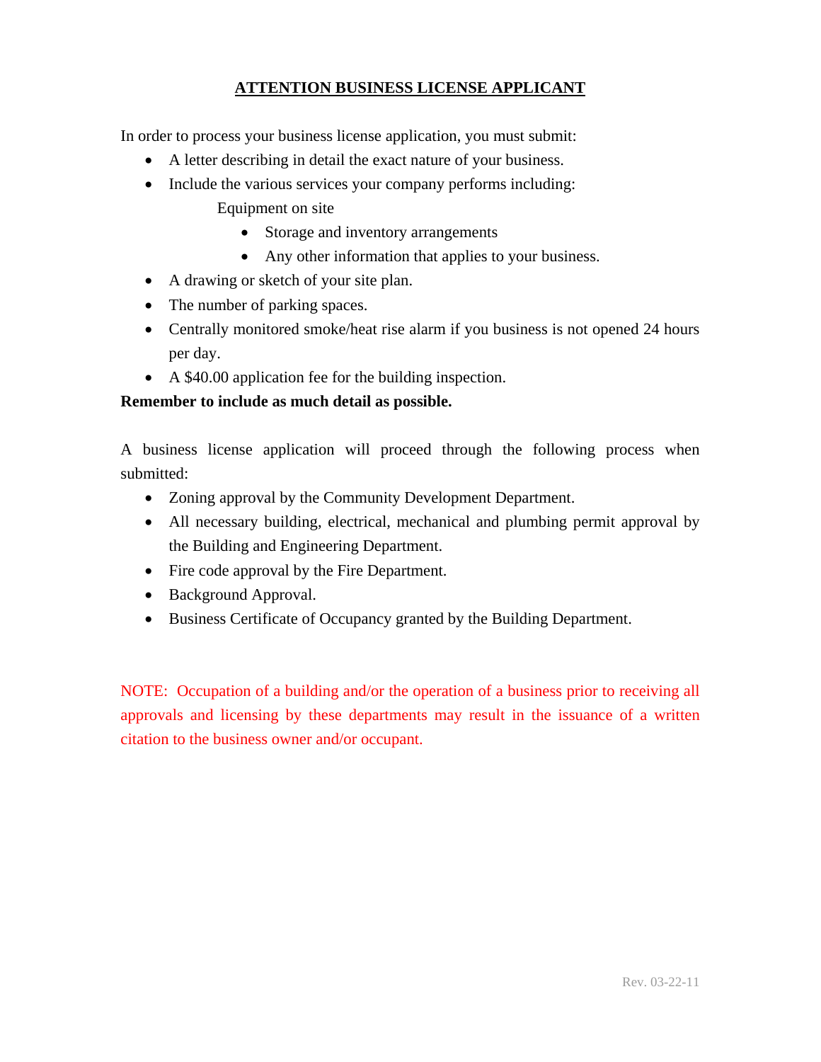## ATTENTION BUSINESS LICENSE APPLICANT

In order to process your business license application, you must submit:

- A letter describing in detail the exact nature of your business.
- Include the various services your company performs including:

  Equipment on site

  - Storage and inventory arrangements
  - Any other information that applies to your business.
- A drawing or sketch of your site plan.
- The number of parking spaces.
- Centrally monitored smoke/heat rise alarm if you business is not opened 24 hours per day.
- A $40.00 application fee for the building inspection.

**Remember to include as much detail as possible.**

A business license application will proceed through the following process when submitted:

- Zoning approval by the Community Development Department.
- All necessary building, electrical, mechanical and plumbing permit approval by the Building and Engineering Department.
- Fire code approval by the Fire Department.
- Background Approval.
- Business Certificate of Occupancy granted by the Building Department.

NOTE: Occupation of a building and/or the operation of a business prior to receiving all approvals and licensing by these departments may result in the issuance of a written citation to the business owner and/or occupant.

Rev. 03-22-11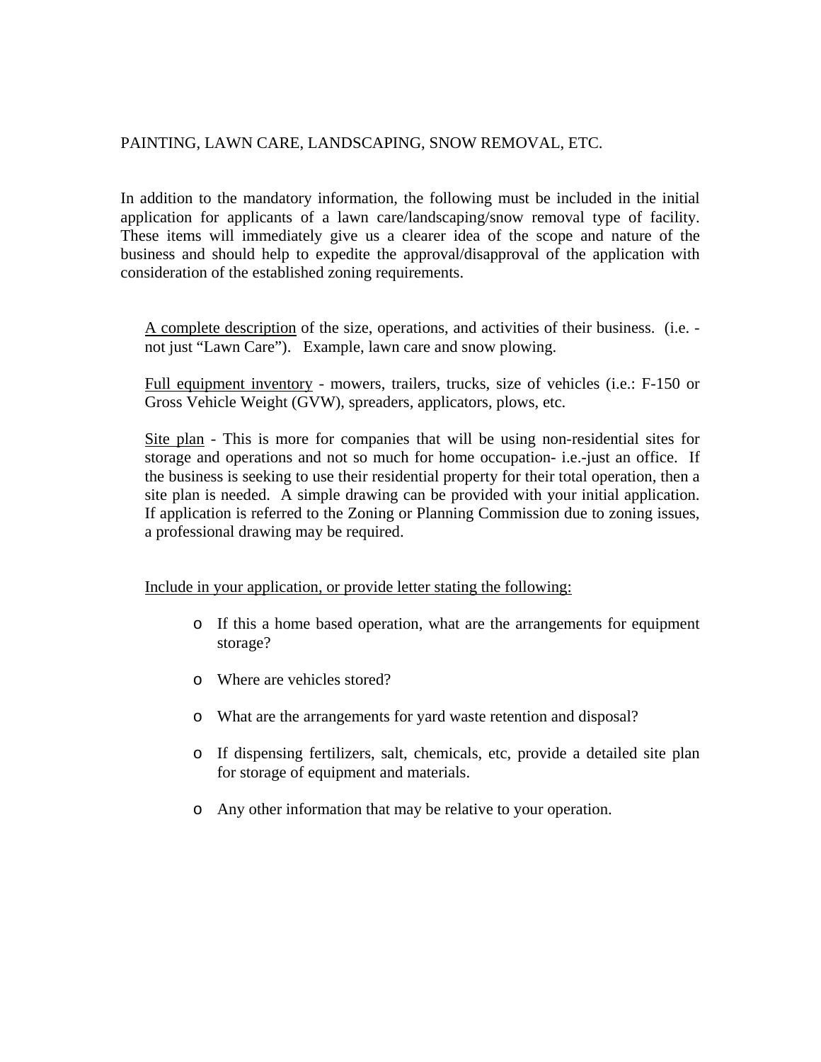PAINTING, LAWN CARE, LANDSCAPING, SNOW REMOVAL, ETC.

In addition to the mandatory information, the following must be included in the initial application for applicants of a lawn care/landscaping/snow removal type of facility. These items will immediately give us a clearer idea of the scope and nature of the business and should help to expedite the approval/disapproval of the application with consideration of the established zoning requirements.

<u>A complete description</u> of the size, operations, and activities of their business. (i.e. - not just "Lawn Care"). Example, lawn care and snow plowing.

<u>Full equipment inventory</u> - mowers, trailers, trucks, size of vehicles (i.e.: F-150 or Gross Vehicle Weight (GVW), spreaders, applicators, plows, etc.

<u>Site plan</u> - This is more for companies that will be using non-residential sites for storage and operations and not so much for home occupation- i.e.-just an office. If the business is seeking to use their residential property for their total operation, then a site plan is needed. A simple drawing can be provided with your initial application. If application is referred to the Zoning or Planning Commission due to zoning issues, a professional drawing may be required.

<u>Include in your application, or provide letter stating the following:</u>

- If this a home based operation, what are the arrangements for equipment storage?
- Where are vehicles stored?
- What are the arrangements for yard waste retention and disposal?
- If dispensing fertilizers, salt, chemicals, etc, provide a detailed site plan for storage of equipment and materials.
- Any other information that may be relative to your operation.